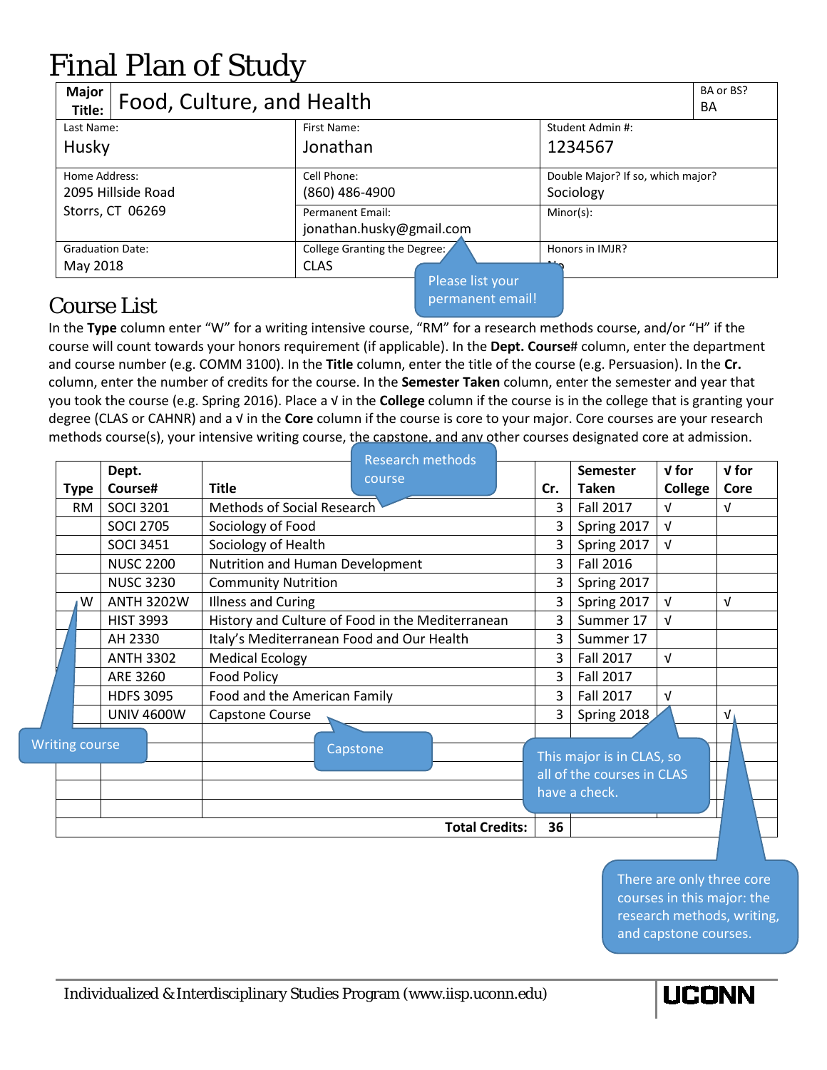# Final Plan of Study

| Major Title: | Food, Culture, and Health | | BA or BS? BA |
|---|---|---|---|
| Last Name: Husky | First Name: Jonathan | Student Admin #: 1234567 | |
| Home Address: 2095 Hillside Road Storrs, CT 06269 | Cell Phone: (860) 486-4900 | Double Major? If so, which major? Sociology | |
| | Permanent Email: jonathan.husky@gmail.com | Minor(s): | |
| Graduation Date: May 2018 | College Granting the Degree: CLAS | Honors in IMJR? No | |

Please list your permanent email!

## Course List

In the **Type** column enter "W" for a writing intensive course, "RM" for a research methods course, and/or "H" if the course will count towards your honors requirement (if applicable). In the **Dept. Course**# column, enter the department and course number (e.g. COMM 3100). In the **Title** column, enter the title of the course (e.g. Persuasion). In the **Cr.** column, enter the number of credits for the course. In the **Semester Taken** column, enter the semester and year that you took the course (e.g. Spring 2016). Place a √ in the **College** column if the course is in the college that is granting your degree (CLAS or CAHNR) and a √ in the **Core** column if the course is core to your major. Core courses are your research methods course(s), your intensive writing course, the capstone, and any other courses designated core at admission.

| Type | Dept. Course# | Title | Cr. | Semester Taken | √ for College | √ for Core |
|---|---|---|---|---|---|---|
| RM | SOCI 3201 | Methods of Social Research | 3 | Fall 2017 | √ | √ |
| | SOCI 2705 | Sociology of Food | 3 | Spring 2017 | √ | |
| | SOCI 3451 | Sociology of Health | 3 | Spring 2017 | √ | |
| | NUSC 2200 | Nutrition and Human Development | 3 | Fall 2016 | | |
| | NUSC 3230 | Community Nutrition | 3 | Spring 2017 | | |
| W | ANTH 3202W | Illness and Curing | 3 | Spring 2017 | √ | √ |
| | HIST 3993 | History and Culture of Food in the Mediterranean | 3 | Summer 17 | √ | |
| | AH 2330 | Italy's Mediterranean Food and Our Health | 3 | Summer 17 | | |
| | ANTH 3302 | Medical Ecology | 3 | Fall 2017 | √ | |
| | ARE 3260 | Food Policy | 3 | Fall 2017 | | |
| | HDFS 3095 | Food and the American Family | 3 | Fall 2017 | √ | |
| | UNIV 4600W | Capstone Course | 3 | Spring 2018 | | √ |
| | | | | | | |
| | | | | | | |
| | | | | | | |
| | | | | | | |
| | | | | | | |
| | | **Total Credits:** | **36** | | | |

Research methods course

Writing course

Capstone

This major is in CLAS, so all of the courses in CLAS have a check.

There are only three core courses in this major: the research methods, writing, and capstone courses.

Individualized & Interdisciplinary Studies Program (www.iisp.uconn.edu) UCONN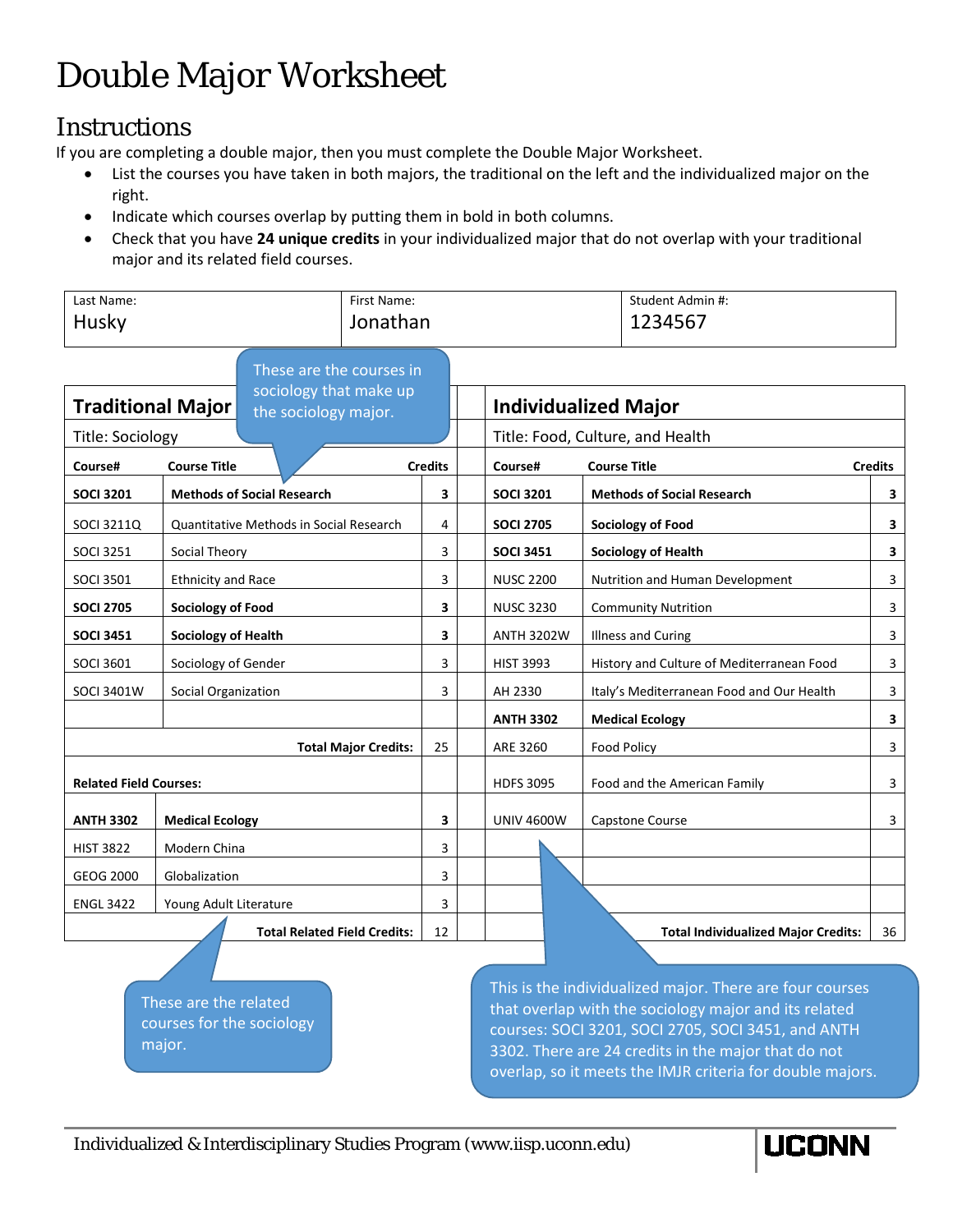# Double Major Worksheet

## Instructions

If you are completing a double major, then you must complete the Double Major Worksheet.

- List the courses you have taken in both majors, the traditional on the left and the individualized major on the right.
- Indicate which courses overlap by putting them in bold in both columns.
- Check that you have **24 unique credits** in your individualized major that do not overlap with your traditional major and its related field courses.

| Last Name: | First Name: | Student Admin #: |
|---|---|---|
| Husky | Jonathan | 1234567 |

These are the courses in sociology that make up the sociology major.

| **Traditional Major** | | | | **Individualized Major** | | |
|---|---|---|---|---|---|---|
| Title: Sociology | | | | Title: Food, Culture, and Health | | |
| **Course#** | **Course Title** | **Credits** | | **Course#** | **Course Title** | **Credits** |
| **SOCI 3201** | **Methods of Social Research** | **3** | | **SOCI 3201** | **Methods of Social Research** | **3** |
| SOCI 3211Q | Quantitative Methods in Social Research | 4 | | **SOCI 2705** | **Sociology of Food** | **3** |
| SOCI 3251 | Social Theory | 3 | | **SOCI 3451** | **Sociology of Health** | **3** |
| SOCI 3501 | Ethnicity and Race | 3 | | NUSC 2200 | Nutrition and Human Development | 3 |
| **SOCI 2705** | **Sociology of Food** | **3** | | NUSC 3230 | Community Nutrition | 3 |
| **SOCI 3451** | **Sociology of Health** | **3** | | ANTH 3202W | Illness and Curing | 3 |
| SOCI 3601 | Sociology of Gender | 3 | | HIST 3993 | History and Culture of Mediterranean Food | 3 |
| SOCI 3401W | Social Organization | 3 | | AH 2330 | Italy's Mediterranean Food and Our Health | 3 |
| | | | | **ANTH 3302** | **Medical Ecology** | **3** |
| | **Total Major Credits:** | 25 | | ARE 3260 | Food Policy | 3 |
| **Related Field Courses:** | | | | HDFS 3095 | Food and the American Family | 3 |
| **ANTH 3302** | **Medical Ecology** | **3** | | UNIV 4600W | Capstone Course | 3 |
| HIST 3822 | Modern China | 3 | | | | |
| GEOG 2000 | Globalization | 3 | | | | |
| ENGL 3422 | Young Adult Literature | 3 | | | | |
| | **Total Related Field Credits:** | 12 | | | **Total Individualized Major Credits:** | 36 |

These are the related courses for the sociology major.

This is the individualized major. There are four courses that overlap with the sociology major and its related courses: SOCI 3201, SOCI 2705, SOCI 3451, and ANTH 3302. There are 24 credits in the major that do not overlap, so it meets the IMJR criteria for double majors.